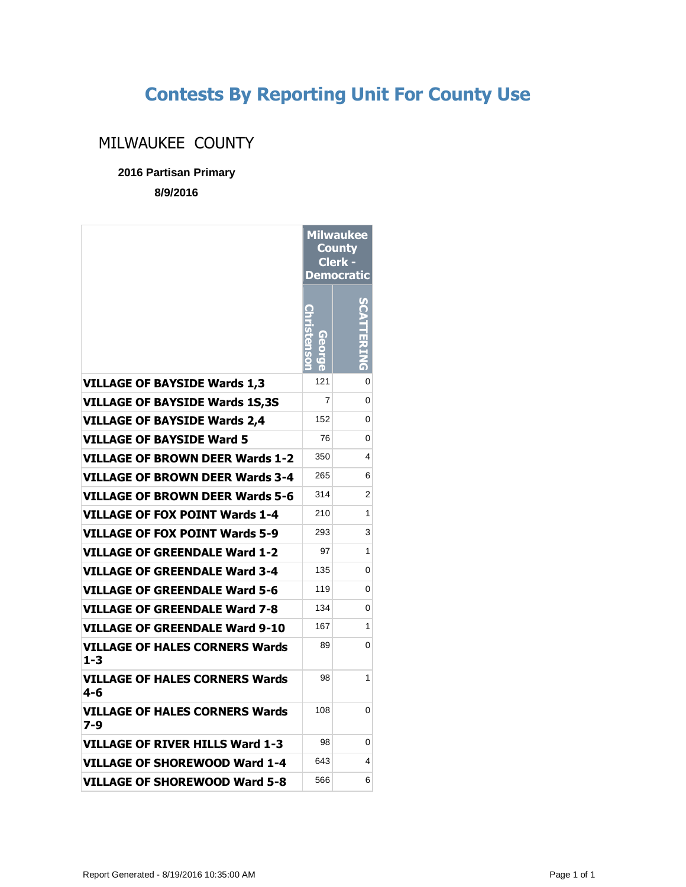# Contests By Reporting Unit For County Use

## MILWAUKEE COUNTY

**2016 Partisan Primary**

**8/9/2016**

| | Milwaukee County Clerk - Democratic | |
|---|---|---|
| | George Christenson | SCATTERING |
| **VILLAGE OF BAYSIDE Wards 1,3** | 121 | 0 |
| **VILLAGE OF BAYSIDE Wards 1S,3S** | 7 | 0 |
| **VILLAGE OF BAYSIDE Wards 2,4** | 152 | 0 |
| **VILLAGE OF BAYSIDE Ward 5** | 76 | 0 |
| **VILLAGE OF BROWN DEER Wards 1-2** | 350 | 4 |
| **VILLAGE OF BROWN DEER Wards 3-4** | 265 | 6 |
| **VILLAGE OF BROWN DEER Wards 5-6** | 314 | 2 |
| **VILLAGE OF FOX POINT Wards 1-4** | 210 | 1 |
| **VILLAGE OF FOX POINT Wards 5-9** | 293 | 3 |
| **VILLAGE OF GREENDALE Ward 1-2** | 97 | 1 |
| **VILLAGE OF GREENDALE Ward 3-4** | 135 | 0 |
| **VILLAGE OF GREENDALE Ward 5-6** | 119 | 0 |
| **VILLAGE OF GREENDALE Ward 7-8** | 134 | 0 |
| **VILLAGE OF GREENDALE Ward 9-10** | 167 | 1 |
| **VILLAGE OF HALES CORNERS Wards 1-3** | 89 | 0 |
| **VILLAGE OF HALES CORNERS Wards 4-6** | 98 | 1 |
| **VILLAGE OF HALES CORNERS Wards 7-9** | 108 | 0 |
| **VILLAGE OF RIVER HILLS Ward 1-3** | 98 | 0 |
| **VILLAGE OF SHOREWOOD Ward 1-4** | 643 | 4 |
| **VILLAGE OF SHOREWOOD Ward 5-8** | 566 | 6 |

Report Generated - 8/19/2016 10:35:00 AM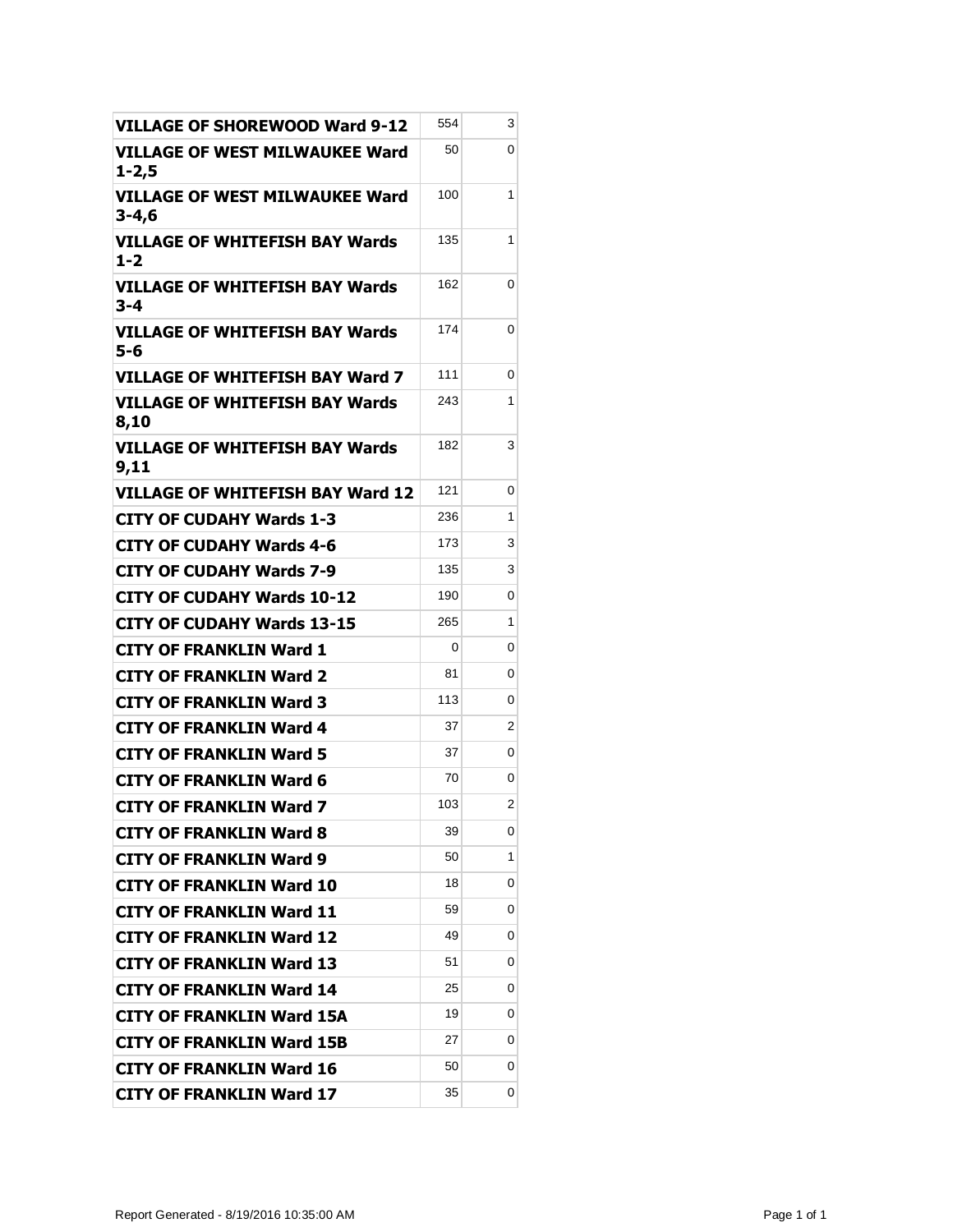| | | |
|---|---|---|
| **VILLAGE OF SHOREWOOD Ward 9-12** | 554 | 3 |
| **VILLAGE OF WEST MILWAUKEE Ward 1-2,5** | 50 | 0 |
| **VILLAGE OF WEST MILWAUKEE Ward 3-4,6** | 100 | 1 |
| **VILLAGE OF WHITEFISH BAY Wards 1-2** | 135 | 1 |
| **VILLAGE OF WHITEFISH BAY Wards 3-4** | 162 | 0 |
| **VILLAGE OF WHITEFISH BAY Wards 5-6** | 174 | 0 |
| **VILLAGE OF WHITEFISH BAY Ward 7** | 111 | 0 |
| **VILLAGE OF WHITEFISH BAY Wards 8,10** | 243 | 1 |
| **VILLAGE OF WHITEFISH BAY Wards 9,11** | 182 | 3 |
| **VILLAGE OF WHITEFISH BAY Ward 12** | 121 | 0 |
| **CITY OF CUDAHY Wards 1-3** | 236 | 1 |
| **CITY OF CUDAHY Wards 4-6** | 173 | 3 |
| **CITY OF CUDAHY Wards 7-9** | 135 | 3 |
| **CITY OF CUDAHY Wards 10-12** | 190 | 0 |
| **CITY OF CUDAHY Wards 13-15** | 265 | 1 |
| **CITY OF FRANKLIN Ward 1** | 0 | 0 |
| **CITY OF FRANKLIN Ward 2** | 81 | 0 |
| **CITY OF FRANKLIN Ward 3** | 113 | 0 |
| **CITY OF FRANKLIN Ward 4** | 37 | 2 |
| **CITY OF FRANKLIN Ward 5** | 37 | 0 |
| **CITY OF FRANKLIN Ward 6** | 70 | 0 |
| **CITY OF FRANKLIN Ward 7** | 103 | 2 |
| **CITY OF FRANKLIN Ward 8** | 39 | 0 |
| **CITY OF FRANKLIN Ward 9** | 50 | 1 |
| **CITY OF FRANKLIN Ward 10** | 18 | 0 |
| **CITY OF FRANKLIN Ward 11** | 59 | 0 |
| **CITY OF FRANKLIN Ward 12** | 49 | 0 |
| **CITY OF FRANKLIN Ward 13** | 51 | 0 |
| **CITY OF FRANKLIN Ward 14** | 25 | 0 |
| **CITY OF FRANKLIN Ward 15A** | 19 | 0 |
| **CITY OF FRANKLIN Ward 15B** | 27 | 0 |
| **CITY OF FRANKLIN Ward 16** | 50 | 0 |
| **CITY OF FRANKLIN Ward 17** | 35 | 0 |

Report Generated - 8/19/2016 10:35:00 AM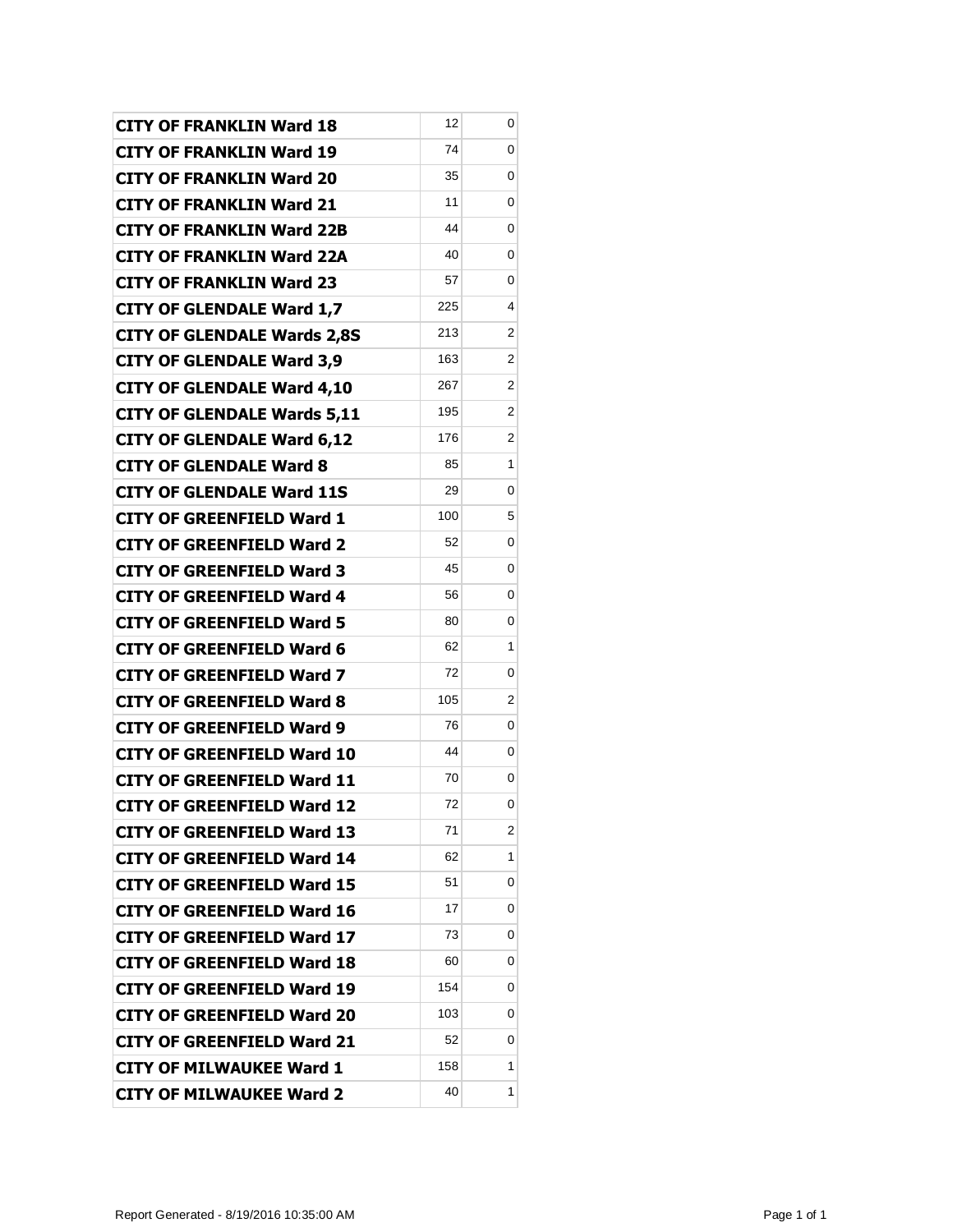| | | |
|---|---|---|
| **CITY OF FRANKLIN Ward 18** | 12 | 0 |
| **CITY OF FRANKLIN Ward 19** | 74 | 0 |
| **CITY OF FRANKLIN Ward 20** | 35 | 0 |
| **CITY OF FRANKLIN Ward 21** | 11 | 0 |
| **CITY OF FRANKLIN Ward 22B** | 44 | 0 |
| **CITY OF FRANKLIN Ward 22A** | 40 | 0 |
| **CITY OF FRANKLIN Ward 23** | 57 | 0 |
| **CITY OF GLENDALE Ward 1,7** | 225 | 4 |
| **CITY OF GLENDALE Wards 2,8S** | 213 | 2 |
| **CITY OF GLENDALE Ward 3,9** | 163 | 2 |
| **CITY OF GLENDALE Ward 4,10** | 267 | 2 |
| **CITY OF GLENDALE Wards 5,11** | 195 | 2 |
| **CITY OF GLENDALE Ward 6,12** | 176 | 2 |
| **CITY OF GLENDALE Ward 8** | 85 | 1 |
| **CITY OF GLENDALE Ward 11S** | 29 | 0 |
| **CITY OF GREENFIELD Ward 1** | 100 | 5 |
| **CITY OF GREENFIELD Ward 2** | 52 | 0 |
| **CITY OF GREENFIELD Ward 3** | 45 | 0 |
| **CITY OF GREENFIELD Ward 4** | 56 | 0 |
| **CITY OF GREENFIELD Ward 5** | 80 | 0 |
| **CITY OF GREENFIELD Ward 6** | 62 | 1 |
| **CITY OF GREENFIELD Ward 7** | 72 | 0 |
| **CITY OF GREENFIELD Ward 8** | 105 | 2 |
| **CITY OF GREENFIELD Ward 9** | 76 | 0 |
| **CITY OF GREENFIELD Ward 10** | 44 | 0 |
| **CITY OF GREENFIELD Ward 11** | 70 | 0 |
| **CITY OF GREENFIELD Ward 12** | 72 | 0 |
| **CITY OF GREENFIELD Ward 13** | 71 | 2 |
| **CITY OF GREENFIELD Ward 14** | 62 | 1 |
| **CITY OF GREENFIELD Ward 15** | 51 | 0 |
| **CITY OF GREENFIELD Ward 16** | 17 | 0 |
| **CITY OF GREENFIELD Ward 17** | 73 | 0 |
| **CITY OF GREENFIELD Ward 18** | 60 | 0 |
| **CITY OF GREENFIELD Ward 19** | 154 | 0 |
| **CITY OF GREENFIELD Ward 20** | 103 | 0 |
| **CITY OF GREENFIELD Ward 21** | 52 | 0 |
| **CITY OF MILWAUKEE Ward 1** | 158 | 1 |
| **CITY OF MILWAUKEE Ward 2** | 40 | 1 |

Report Generated - 8/19/2016 10:35:00 AM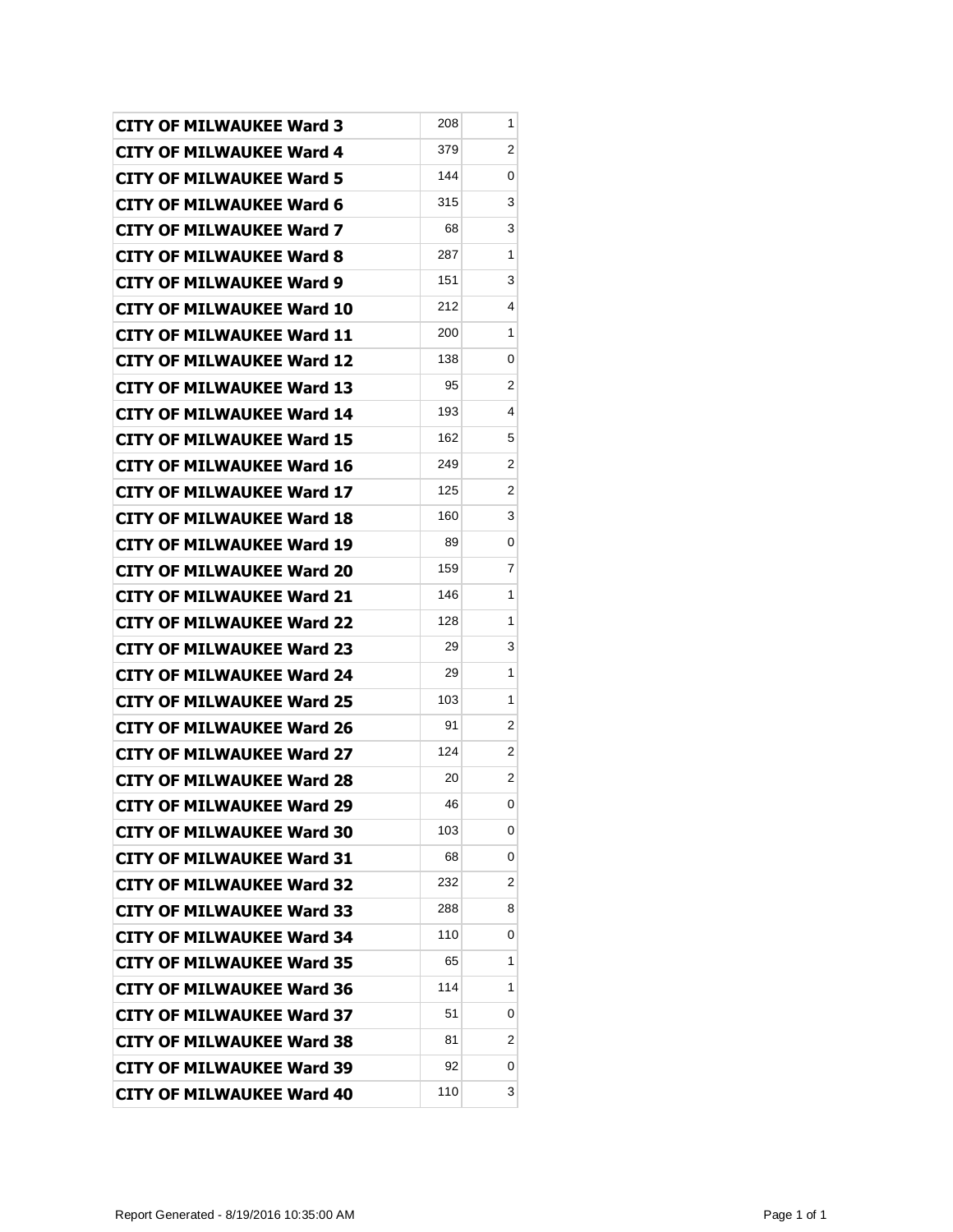| | | |
|---|---|---|
| **CITY OF MILWAUKEE Ward 3** | 208 | 1 |
| **CITY OF MILWAUKEE Ward 4** | 379 | 2 |
| **CITY OF MILWAUKEE Ward 5** | 144 | 0 |
| **CITY OF MILWAUKEE Ward 6** | 315 | 3 |
| **CITY OF MILWAUKEE Ward 7** | 68 | 3 |
| **CITY OF MILWAUKEE Ward 8** | 287 | 1 |
| **CITY OF MILWAUKEE Ward 9** | 151 | 3 |
| **CITY OF MILWAUKEE Ward 10** | 212 | 4 |
| **CITY OF MILWAUKEE Ward 11** | 200 | 1 |
| **CITY OF MILWAUKEE Ward 12** | 138 | 0 |
| **CITY OF MILWAUKEE Ward 13** | 95 | 2 |
| **CITY OF MILWAUKEE Ward 14** | 193 | 4 |
| **CITY OF MILWAUKEE Ward 15** | 162 | 5 |
| **CITY OF MILWAUKEE Ward 16** | 249 | 2 |
| **CITY OF MILWAUKEE Ward 17** | 125 | 2 |
| **CITY OF MILWAUKEE Ward 18** | 160 | 3 |
| **CITY OF MILWAUKEE Ward 19** | 89 | 0 |
| **CITY OF MILWAUKEE Ward 20** | 159 | 7 |
| **CITY OF MILWAUKEE Ward 21** | 146 | 1 |
| **CITY OF MILWAUKEE Ward 22** | 128 | 1 |
| **CITY OF MILWAUKEE Ward 23** | 29 | 3 |
| **CITY OF MILWAUKEE Ward 24** | 29 | 1 |
| **CITY OF MILWAUKEE Ward 25** | 103 | 1 |
| **CITY OF MILWAUKEE Ward 26** | 91 | 2 |
| **CITY OF MILWAUKEE Ward 27** | 124 | 2 |
| **CITY OF MILWAUKEE Ward 28** | 20 | 2 |
| **CITY OF MILWAUKEE Ward 29** | 46 | 0 |
| **CITY OF MILWAUKEE Ward 30** | 103 | 0 |
| **CITY OF MILWAUKEE Ward 31** | 68 | 0 |
| **CITY OF MILWAUKEE Ward 32** | 232 | 2 |
| **CITY OF MILWAUKEE Ward 33** | 288 | 8 |
| **CITY OF MILWAUKEE Ward 34** | 110 | 0 |
| **CITY OF MILWAUKEE Ward 35** | 65 | 1 |
| **CITY OF MILWAUKEE Ward 36** | 114 | 1 |
| **CITY OF MILWAUKEE Ward 37** | 51 | 0 |
| **CITY OF MILWAUKEE Ward 38** | 81 | 2 |
| **CITY OF MILWAUKEE Ward 39** | 92 | 0 |
| **CITY OF MILWAUKEE Ward 40** | 110 | 3 |

Report Generated - 8/19/2016 10:35:00 AM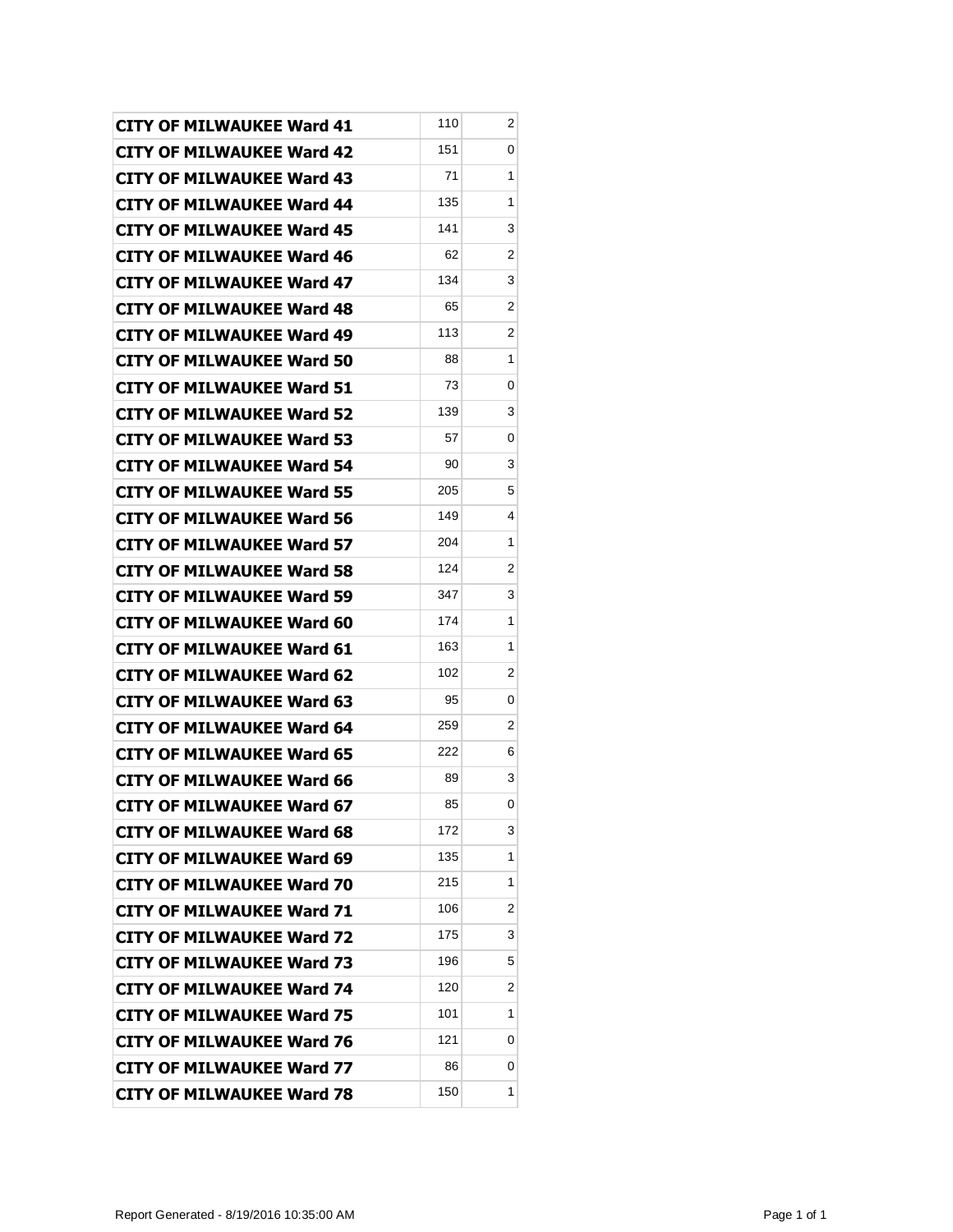| | | |
|---|---|---|
| **CITY OF MILWAUKEE Ward 41** | 110 | 2 |
| **CITY OF MILWAUKEE Ward 42** | 151 | 0 |
| **CITY OF MILWAUKEE Ward 43** | 71 | 1 |
| **CITY OF MILWAUKEE Ward 44** | 135 | 1 |
| **CITY OF MILWAUKEE Ward 45** | 141 | 3 |
| **CITY OF MILWAUKEE Ward 46** | 62 | 2 |
| **CITY OF MILWAUKEE Ward 47** | 134 | 3 |
| **CITY OF MILWAUKEE Ward 48** | 65 | 2 |
| **CITY OF MILWAUKEE Ward 49** | 113 | 2 |
| **CITY OF MILWAUKEE Ward 50** | 88 | 1 |
| **CITY OF MILWAUKEE Ward 51** | 73 | 0 |
| **CITY OF MILWAUKEE Ward 52** | 139 | 3 |
| **CITY OF MILWAUKEE Ward 53** | 57 | 0 |
| **CITY OF MILWAUKEE Ward 54** | 90 | 3 |
| **CITY OF MILWAUKEE Ward 55** | 205 | 5 |
| **CITY OF MILWAUKEE Ward 56** | 149 | 4 |
| **CITY OF MILWAUKEE Ward 57** | 204 | 1 |
| **CITY OF MILWAUKEE Ward 58** | 124 | 2 |
| **CITY OF MILWAUKEE Ward 59** | 347 | 3 |
| **CITY OF MILWAUKEE Ward 60** | 174 | 1 |
| **CITY OF MILWAUKEE Ward 61** | 163 | 1 |
| **CITY OF MILWAUKEE Ward 62** | 102 | 2 |
| **CITY OF MILWAUKEE Ward 63** | 95 | 0 |
| **CITY OF MILWAUKEE Ward 64** | 259 | 2 |
| **CITY OF MILWAUKEE Ward 65** | 222 | 6 |
| **CITY OF MILWAUKEE Ward 66** | 89 | 3 |
| **CITY OF MILWAUKEE Ward 67** | 85 | 0 |
| **CITY OF MILWAUKEE Ward 68** | 172 | 3 |
| **CITY OF MILWAUKEE Ward 69** | 135 | 1 |
| **CITY OF MILWAUKEE Ward 70** | 215 | 1 |
| **CITY OF MILWAUKEE Ward 71** | 106 | 2 |
| **CITY OF MILWAUKEE Ward 72** | 175 | 3 |
| **CITY OF MILWAUKEE Ward 73** | 196 | 5 |
| **CITY OF MILWAUKEE Ward 74** | 120 | 2 |
| **CITY OF MILWAUKEE Ward 75** | 101 | 1 |
| **CITY OF MILWAUKEE Ward 76** | 121 | 0 |
| **CITY OF MILWAUKEE Ward 77** | 86 | 0 |
| **CITY OF MILWAUKEE Ward 78** | 150 | 1 |

Report Generated - 8/19/2016 10:35:00 AM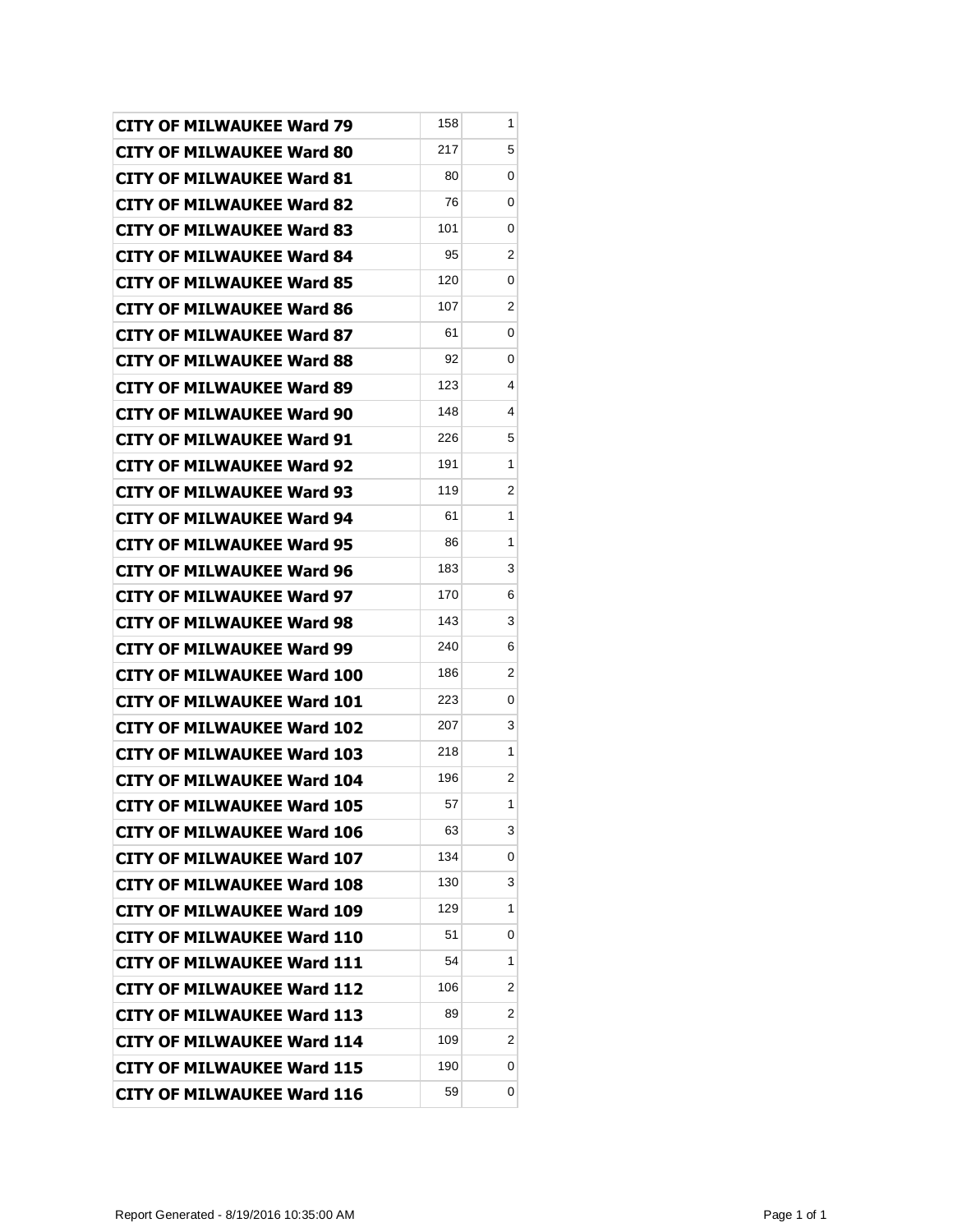| | | |
|---|---|---|
| CITY OF MILWAUKEE Ward 79 | 158 | 1 |
| CITY OF MILWAUKEE Ward 80 | 217 | 5 |
| CITY OF MILWAUKEE Ward 81 | 80 | 0 |
| CITY OF MILWAUKEE Ward 82 | 76 | 0 |
| CITY OF MILWAUKEE Ward 83 | 101 | 0 |
| CITY OF MILWAUKEE Ward 84 | 95 | 2 |
| CITY OF MILWAUKEE Ward 85 | 120 | 0 |
| CITY OF MILWAUKEE Ward 86 | 107 | 2 |
| CITY OF MILWAUKEE Ward 87 | 61 | 0 |
| CITY OF MILWAUKEE Ward 88 | 92 | 0 |
| CITY OF MILWAUKEE Ward 89 | 123 | 4 |
| CITY OF MILWAUKEE Ward 90 | 148 | 4 |
| CITY OF MILWAUKEE Ward 91 | 226 | 5 |
| CITY OF MILWAUKEE Ward 92 | 191 | 1 |
| CITY OF MILWAUKEE Ward 93 | 119 | 2 |
| CITY OF MILWAUKEE Ward 94 | 61 | 1 |
| CITY OF MILWAUKEE Ward 95 | 86 | 1 |
| CITY OF MILWAUKEE Ward 96 | 183 | 3 |
| CITY OF MILWAUKEE Ward 97 | 170 | 6 |
| CITY OF MILWAUKEE Ward 98 | 143 | 3 |
| CITY OF MILWAUKEE Ward 99 | 240 | 6 |
| CITY OF MILWAUKEE Ward 100 | 186 | 2 |
| CITY OF MILWAUKEE Ward 101 | 223 | 0 |
| CITY OF MILWAUKEE Ward 102 | 207 | 3 |
| CITY OF MILWAUKEE Ward 103 | 218 | 1 |
| CITY OF MILWAUKEE Ward 104 | 196 | 2 |
| CITY OF MILWAUKEE Ward 105 | 57 | 1 |
| CITY OF MILWAUKEE Ward 106 | 63 | 3 |
| CITY OF MILWAUKEE Ward 107 | 134 | 0 |
| CITY OF MILWAUKEE Ward 108 | 130 | 3 |
| CITY OF MILWAUKEE Ward 109 | 129 | 1 |
| CITY OF MILWAUKEE Ward 110 | 51 | 0 |
| CITY OF MILWAUKEE Ward 111 | 54 | 1 |
| CITY OF MILWAUKEE Ward 112 | 106 | 2 |
| CITY OF MILWAUKEE Ward 113 | 89 | 2 |
| CITY OF MILWAUKEE Ward 114 | 109 | 2 |
| CITY OF MILWAUKEE Ward 115 | 190 | 0 |
| CITY OF MILWAUKEE Ward 116 | 59 | 0 |

Report Generated - 8/19/2016 10:35:00 AM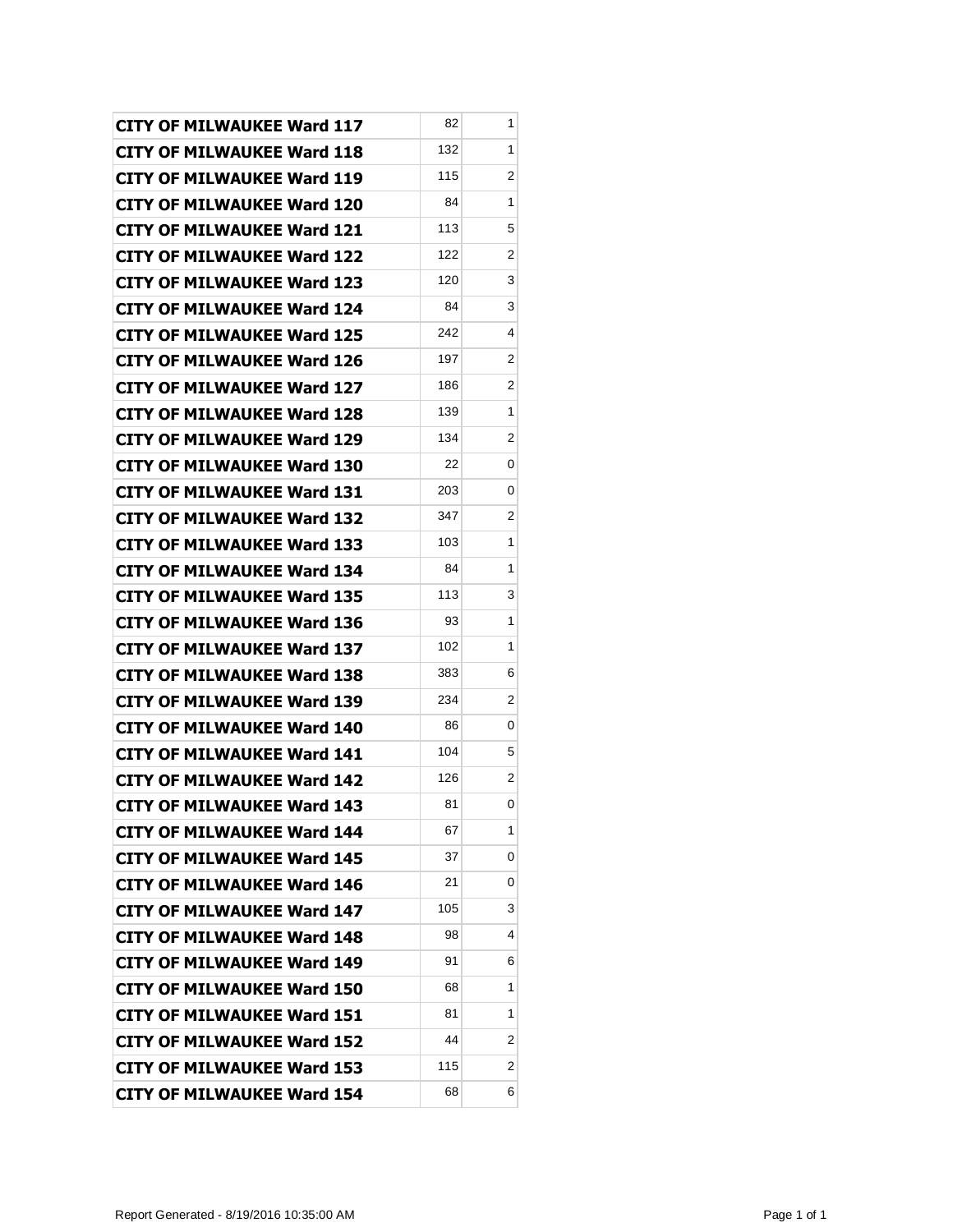| CITY OF MILWAUKEE Ward 117 | 82 | 1 |
|---|---|---|
| CITY OF MILWAUKEE Ward 118 | 132 | 1 |
| CITY OF MILWAUKEE Ward 119 | 115 | 2 |
| CITY OF MILWAUKEE Ward 120 | 84 | 1 |
| CITY OF MILWAUKEE Ward 121 | 113 | 5 |
| CITY OF MILWAUKEE Ward 122 | 122 | 2 |
| CITY OF MILWAUKEE Ward 123 | 120 | 3 |
| CITY OF MILWAUKEE Ward 124 | 84 | 3 |
| CITY OF MILWAUKEE Ward 125 | 242 | 4 |
| CITY OF MILWAUKEE Ward 126 | 197 | 2 |
| CITY OF MILWAUKEE Ward 127 | 186 | 2 |
| CITY OF MILWAUKEE Ward 128 | 139 | 1 |
| CITY OF MILWAUKEE Ward 129 | 134 | 2 |
| CITY OF MILWAUKEE Ward 130 | 22 | 0 |
| CITY OF MILWAUKEE Ward 131 | 203 | 0 |
| CITY OF MILWAUKEE Ward 132 | 347 | 2 |
| CITY OF MILWAUKEE Ward 133 | 103 | 1 |
| CITY OF MILWAUKEE Ward 134 | 84 | 1 |
| CITY OF MILWAUKEE Ward 135 | 113 | 3 |
| CITY OF MILWAUKEE Ward 136 | 93 | 1 |
| CITY OF MILWAUKEE Ward 137 | 102 | 1 |
| CITY OF MILWAUKEE Ward 138 | 383 | 6 |
| CITY OF MILWAUKEE Ward 139 | 234 | 2 |
| CITY OF MILWAUKEE Ward 140 | 86 | 0 |
| CITY OF MILWAUKEE Ward 141 | 104 | 5 |
| CITY OF MILWAUKEE Ward 142 | 126 | 2 |
| CITY OF MILWAUKEE Ward 143 | 81 | 0 |
| CITY OF MILWAUKEE Ward 144 | 67 | 1 |
| CITY OF MILWAUKEE Ward 145 | 37 | 0 |
| CITY OF MILWAUKEE Ward 146 | 21 | 0 |
| CITY OF MILWAUKEE Ward 147 | 105 | 3 |
| CITY OF MILWAUKEE Ward 148 | 98 | 4 |
| CITY OF MILWAUKEE Ward 149 | 91 | 6 |
| CITY OF MILWAUKEE Ward 150 | 68 | 1 |
| CITY OF MILWAUKEE Ward 151 | 81 | 1 |
| CITY OF MILWAUKEE Ward 152 | 44 | 2 |
| CITY OF MILWAUKEE Ward 153 | 115 | 2 |
| CITY OF MILWAUKEE Ward 154 | 68 | 6 |

Report Generated - 8/19/2016 10:35:00 AM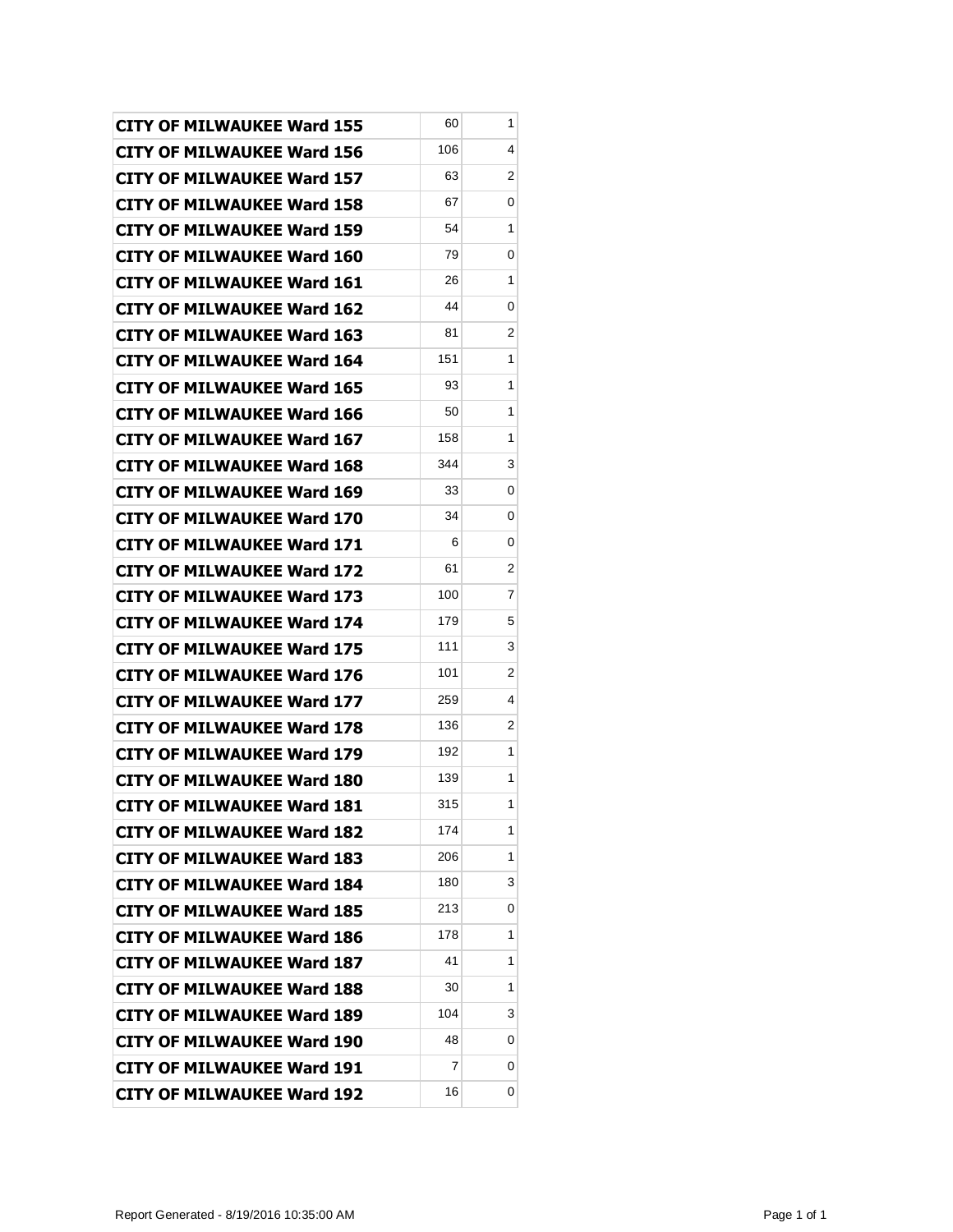| | | |
|---|---|---|
| **CITY OF MILWAUKEE Ward 155** | 60 | 1 |
| **CITY OF MILWAUKEE Ward 156** | 106 | 4 |
| **CITY OF MILWAUKEE Ward 157** | 63 | 2 |
| **CITY OF MILWAUKEE Ward 158** | 67 | 0 |
| **CITY OF MILWAUKEE Ward 159** | 54 | 1 |
| **CITY OF MILWAUKEE Ward 160** | 79 | 0 |
| **CITY OF MILWAUKEE Ward 161** | 26 | 1 |
| **CITY OF MILWAUKEE Ward 162** | 44 | 0 |
| **CITY OF MILWAUKEE Ward 163** | 81 | 2 |
| **CITY OF MILWAUKEE Ward 164** | 151 | 1 |
| **CITY OF MILWAUKEE Ward 165** | 93 | 1 |
| **CITY OF MILWAUKEE Ward 166** | 50 | 1 |
| **CITY OF MILWAUKEE Ward 167** | 158 | 1 |
| **CITY OF MILWAUKEE Ward 168** | 344 | 3 |
| **CITY OF MILWAUKEE Ward 169** | 33 | 0 |
| **CITY OF MILWAUKEE Ward 170** | 34 | 0 |
| **CITY OF MILWAUKEE Ward 171** | 6 | 0 |
| **CITY OF MILWAUKEE Ward 172** | 61 | 2 |
| **CITY OF MILWAUKEE Ward 173** | 100 | 7 |
| **CITY OF MILWAUKEE Ward 174** | 179 | 5 |
| **CITY OF MILWAUKEE Ward 175** | 111 | 3 |
| **CITY OF MILWAUKEE Ward 176** | 101 | 2 |
| **CITY OF MILWAUKEE Ward 177** | 259 | 4 |
| **CITY OF MILWAUKEE Ward 178** | 136 | 2 |
| **CITY OF MILWAUKEE Ward 179** | 192 | 1 |
| **CITY OF MILWAUKEE Ward 180** | 139 | 1 |
| **CITY OF MILWAUKEE Ward 181** | 315 | 1 |
| **CITY OF MILWAUKEE Ward 182** | 174 | 1 |
| **CITY OF MILWAUKEE Ward 183** | 206 | 1 |
| **CITY OF MILWAUKEE Ward 184** | 180 | 3 |
| **CITY OF MILWAUKEE Ward 185** | 213 | 0 |
| **CITY OF MILWAUKEE Ward 186** | 178 | 1 |
| **CITY OF MILWAUKEE Ward 187** | 41 | 1 |
| **CITY OF MILWAUKEE Ward 188** | 30 | 1 |
| **CITY OF MILWAUKEE Ward 189** | 104 | 3 |
| **CITY OF MILWAUKEE Ward 190** | 48 | 0 |
| **CITY OF MILWAUKEE Ward 191** | 7 | 0 |
| **CITY OF MILWAUKEE Ward 192** | 16 | 0 |

Report Generated - 8/19/2016 10:35:00 AM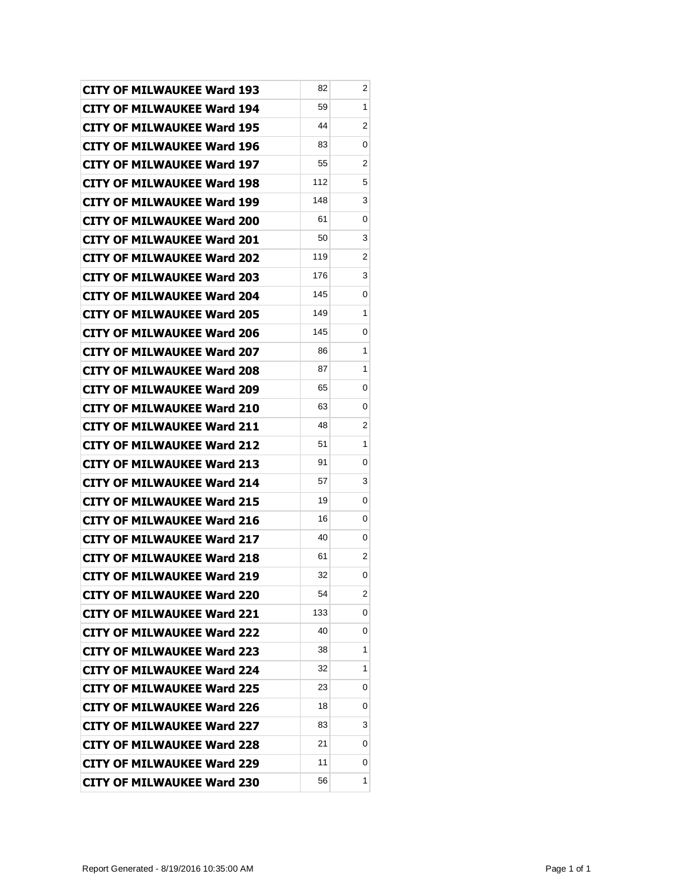| | | |
|---|---|---|
| **CITY OF MILWAUKEE Ward 193** | 82 | 2 |
| **CITY OF MILWAUKEE Ward 194** | 59 | 1 |
| **CITY OF MILWAUKEE Ward 195** | 44 | 2 |
| **CITY OF MILWAUKEE Ward 196** | 83 | 0 |
| **CITY OF MILWAUKEE Ward 197** | 55 | 2 |
| **CITY OF MILWAUKEE Ward 198** | 112 | 5 |
| **CITY OF MILWAUKEE Ward 199** | 148 | 3 |
| **CITY OF MILWAUKEE Ward 200** | 61 | 0 |
| **CITY OF MILWAUKEE Ward 201** | 50 | 3 |
| **CITY OF MILWAUKEE Ward 202** | 119 | 2 |
| **CITY OF MILWAUKEE Ward 203** | 176 | 3 |
| **CITY OF MILWAUKEE Ward 204** | 145 | 0 |
| **CITY OF MILWAUKEE Ward 205** | 149 | 1 |
| **CITY OF MILWAUKEE Ward 206** | 145 | 0 |
| **CITY OF MILWAUKEE Ward 207** | 86 | 1 |
| **CITY OF MILWAUKEE Ward 208** | 87 | 1 |
| **CITY OF MILWAUKEE Ward 209** | 65 | 0 |
| **CITY OF MILWAUKEE Ward 210** | 63 | 0 |
| **CITY OF MILWAUKEE Ward 211** | 48 | 2 |
| **CITY OF MILWAUKEE Ward 212** | 51 | 1 |
| **CITY OF MILWAUKEE Ward 213** | 91 | 0 |
| **CITY OF MILWAUKEE Ward 214** | 57 | 3 |
| **CITY OF MILWAUKEE Ward 215** | 19 | 0 |
| **CITY OF MILWAUKEE Ward 216** | 16 | 0 |
| **CITY OF MILWAUKEE Ward 217** | 40 | 0 |
| **CITY OF MILWAUKEE Ward 218** | 61 | 2 |
| **CITY OF MILWAUKEE Ward 219** | 32 | 0 |
| **CITY OF MILWAUKEE Ward 220** | 54 | 2 |
| **CITY OF MILWAUKEE Ward 221** | 133 | 0 |
| **CITY OF MILWAUKEE Ward 222** | 40 | 0 |
| **CITY OF MILWAUKEE Ward 223** | 38 | 1 |
| **CITY OF MILWAUKEE Ward 224** | 32 | 1 |
| **CITY OF MILWAUKEE Ward 225** | 23 | 0 |
| **CITY OF MILWAUKEE Ward 226** | 18 | 0 |
| **CITY OF MILWAUKEE Ward 227** | 83 | 3 |
| **CITY OF MILWAUKEE Ward 228** | 21 | 0 |
| **CITY OF MILWAUKEE Ward 229** | 11 | 0 |
| **CITY OF MILWAUKEE Ward 230** | 56 | 1 |

Report Generated - 8/19/2016 10:35:00 AM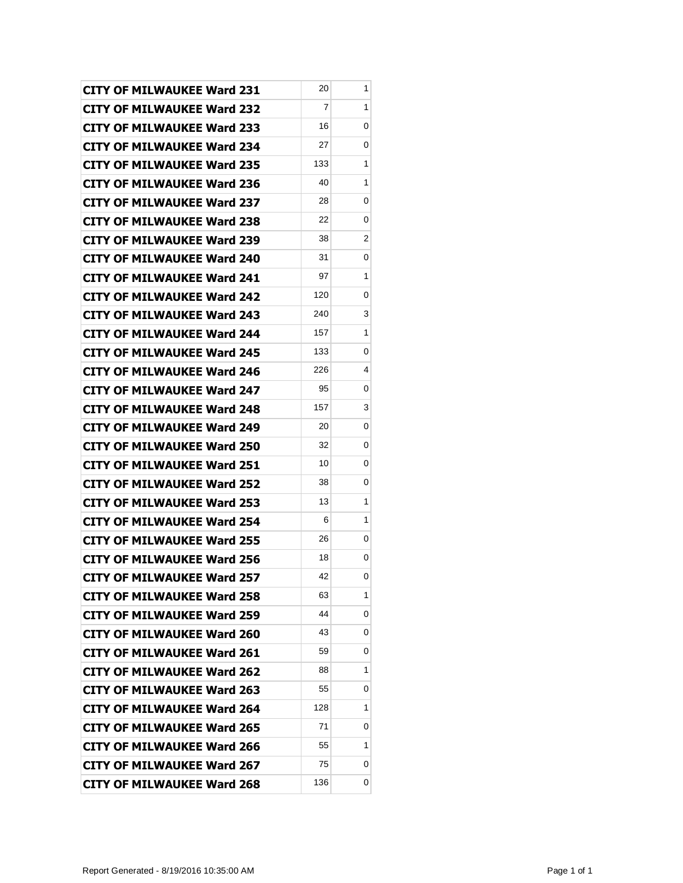| CITY OF MILWAUKEE Ward 231 | 20 | 1 |
|---|---|---|
| CITY OF MILWAUKEE Ward 232 | 7 | 1 |
| CITY OF MILWAUKEE Ward 233 | 16 | 0 |
| CITY OF MILWAUKEE Ward 234 | 27 | 0 |
| CITY OF MILWAUKEE Ward 235 | 133 | 1 |
| CITY OF MILWAUKEE Ward 236 | 40 | 1 |
| CITY OF MILWAUKEE Ward 237 | 28 | 0 |
| CITY OF MILWAUKEE Ward 238 | 22 | 0 |
| CITY OF MILWAUKEE Ward 239 | 38 | 2 |
| CITY OF MILWAUKEE Ward 240 | 31 | 0 |
| CITY OF MILWAUKEE Ward 241 | 97 | 1 |
| CITY OF MILWAUKEE Ward 242 | 120 | 0 |
| CITY OF MILWAUKEE Ward 243 | 240 | 3 |
| CITY OF MILWAUKEE Ward 244 | 157 | 1 |
| CITY OF MILWAUKEE Ward 245 | 133 | 0 |
| CITY OF MILWAUKEE Ward 246 | 226 | 4 |
| CITY OF MILWAUKEE Ward 247 | 95 | 0 |
| CITY OF MILWAUKEE Ward 248 | 157 | 3 |
| CITY OF MILWAUKEE Ward 249 | 20 | 0 |
| CITY OF MILWAUKEE Ward 250 | 32 | 0 |
| CITY OF MILWAUKEE Ward 251 | 10 | 0 |
| CITY OF MILWAUKEE Ward 252 | 38 | 0 |
| CITY OF MILWAUKEE Ward 253 | 13 | 1 |
| CITY OF MILWAUKEE Ward 254 | 6 | 1 |
| CITY OF MILWAUKEE Ward 255 | 26 | 0 |
| CITY OF MILWAUKEE Ward 256 | 18 | 0 |
| CITY OF MILWAUKEE Ward 257 | 42 | 0 |
| CITY OF MILWAUKEE Ward 258 | 63 | 1 |
| CITY OF MILWAUKEE Ward 259 | 44 | 0 |
| CITY OF MILWAUKEE Ward 260 | 43 | 0 |
| CITY OF MILWAUKEE Ward 261 | 59 | 0 |
| CITY OF MILWAUKEE Ward 262 | 88 | 1 |
| CITY OF MILWAUKEE Ward 263 | 55 | 0 |
| CITY OF MILWAUKEE Ward 264 | 128 | 1 |
| CITY OF MILWAUKEE Ward 265 | 71 | 0 |
| CITY OF MILWAUKEE Ward 266 | 55 | 1 |
| CITY OF MILWAUKEE Ward 267 | 75 | 0 |
| CITY OF MILWAUKEE Ward 268 | 136 | 0 |

Report Generated - 8/19/2016 10:35:00 AM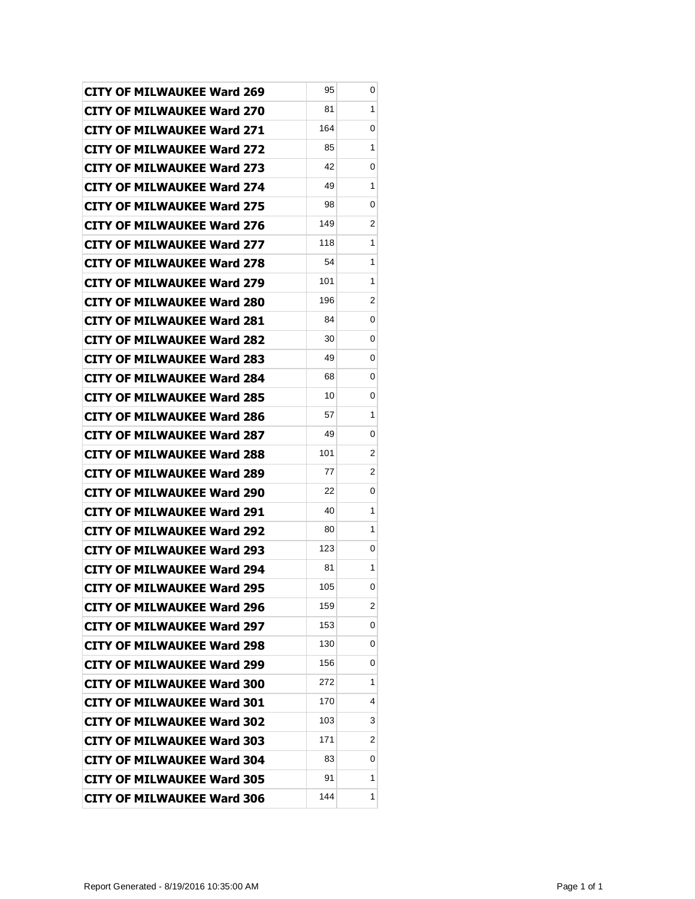| | | |
|---|---|---|
| **CITY OF MILWAUKEE Ward 269** | 95 | 0 |
| **CITY OF MILWAUKEE Ward 270** | 81 | 1 |
| **CITY OF MILWAUKEE Ward 271** | 164 | 0 |
| **CITY OF MILWAUKEE Ward 272** | 85 | 1 |
| **CITY OF MILWAUKEE Ward 273** | 42 | 0 |
| **CITY OF MILWAUKEE Ward 274** | 49 | 1 |
| **CITY OF MILWAUKEE Ward 275** | 98 | 0 |
| **CITY OF MILWAUKEE Ward 276** | 149 | 2 |
| **CITY OF MILWAUKEE Ward 277** | 118 | 1 |
| **CITY OF MILWAUKEE Ward 278** | 54 | 1 |
| **CITY OF MILWAUKEE Ward 279** | 101 | 1 |
| **CITY OF MILWAUKEE Ward 280** | 196 | 2 |
| **CITY OF MILWAUKEE Ward 281** | 84 | 0 |
| **CITY OF MILWAUKEE Ward 282** | 30 | 0 |
| **CITY OF MILWAUKEE Ward 283** | 49 | 0 |
| **CITY OF MILWAUKEE Ward 284** | 68 | 0 |
| **CITY OF MILWAUKEE Ward 285** | 10 | 0 |
| **CITY OF MILWAUKEE Ward 286** | 57 | 1 |
| **CITY OF MILWAUKEE Ward 287** | 49 | 0 |
| **CITY OF MILWAUKEE Ward 288** | 101 | 2 |
| **CITY OF MILWAUKEE Ward 289** | 77 | 2 |
| **CITY OF MILWAUKEE Ward 290** | 22 | 0 |
| **CITY OF MILWAUKEE Ward 291** | 40 | 1 |
| **CITY OF MILWAUKEE Ward 292** | 80 | 1 |
| **CITY OF MILWAUKEE Ward 293** | 123 | 0 |
| **CITY OF MILWAUKEE Ward 294** | 81 | 1 |
| **CITY OF MILWAUKEE Ward 295** | 105 | 0 |
| **CITY OF MILWAUKEE Ward 296** | 159 | 2 |
| **CITY OF MILWAUKEE Ward 297** | 153 | 0 |
| **CITY OF MILWAUKEE Ward 298** | 130 | 0 |
| **CITY OF MILWAUKEE Ward 299** | 156 | 0 |
| **CITY OF MILWAUKEE Ward 300** | 272 | 1 |
| **CITY OF MILWAUKEE Ward 301** | 170 | 4 |
| **CITY OF MILWAUKEE Ward 302** | 103 | 3 |
| **CITY OF MILWAUKEE Ward 303** | 171 | 2 |
| **CITY OF MILWAUKEE Ward 304** | 83 | 0 |
| **CITY OF MILWAUKEE Ward 305** | 91 | 1 |
| **CITY OF MILWAUKEE Ward 306** | 144 | 1 |

Report Generated - 8/19/2016 10:35:00 AM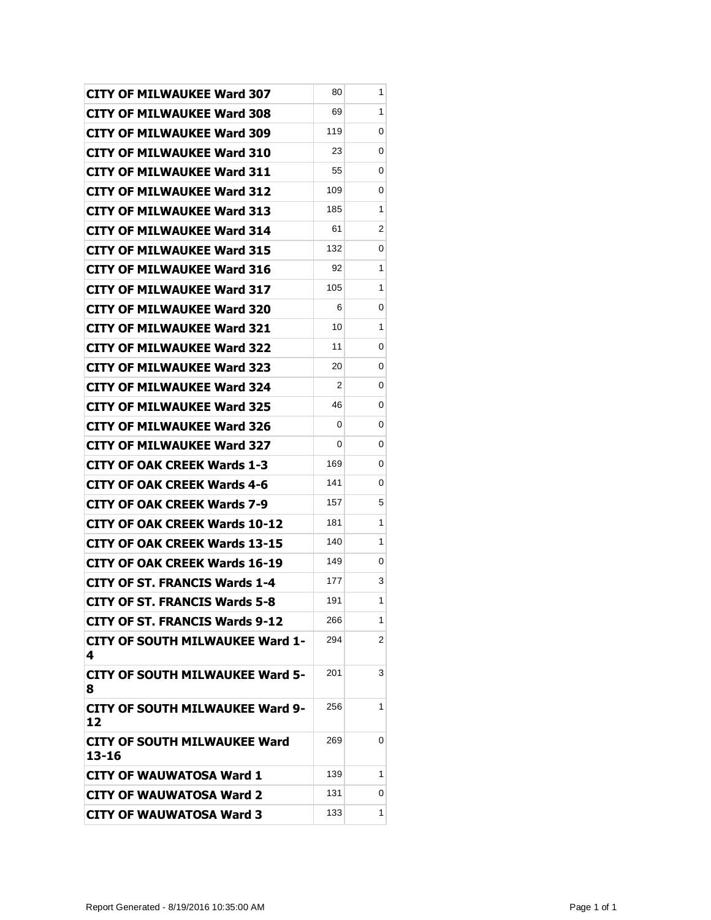| | | |
|---|---|---|
| **CITY OF MILWAUKEE Ward 307** | 80 | 1 |
| **CITY OF MILWAUKEE Ward 308** | 69 | 1 |
| **CITY OF MILWAUKEE Ward 309** | 119 | 0 |
| **CITY OF MILWAUKEE Ward 310** | 23 | 0 |
| **CITY OF MILWAUKEE Ward 311** | 55 | 0 |
| **CITY OF MILWAUKEE Ward 312** | 109 | 0 |
| **CITY OF MILWAUKEE Ward 313** | 185 | 1 |
| **CITY OF MILWAUKEE Ward 314** | 61 | 2 |
| **CITY OF MILWAUKEE Ward 315** | 132 | 0 |
| **CITY OF MILWAUKEE Ward 316** | 92 | 1 |
| **CITY OF MILWAUKEE Ward 317** | 105 | 1 |
| **CITY OF MILWAUKEE Ward 320** | 6 | 0 |
| **CITY OF MILWAUKEE Ward 321** | 10 | 1 |
| **CITY OF MILWAUKEE Ward 322** | 11 | 0 |
| **CITY OF MILWAUKEE Ward 323** | 20 | 0 |
| **CITY OF MILWAUKEE Ward 324** | 2 | 0 |
| **CITY OF MILWAUKEE Ward 325** | 46 | 0 |
| **CITY OF MILWAUKEE Ward 326** | 0 | 0 |
| **CITY OF MILWAUKEE Ward 327** | 0 | 0 |
| **CITY OF OAK CREEK Wards 1-3** | 169 | 0 |
| **CITY OF OAK CREEK Wards 4-6** | 141 | 0 |
| **CITY OF OAK CREEK Wards 7-9** | 157 | 5 |
| **CITY OF OAK CREEK Wards 10-12** | 181 | 1 |
| **CITY OF OAK CREEK Wards 13-15** | 140 | 1 |
| **CITY OF OAK CREEK Wards 16-19** | 149 | 0 |
| **CITY OF ST. FRANCIS Wards 1-4** | 177 | 3 |
| **CITY OF ST. FRANCIS Wards 5-8** | 191 | 1 |
| **CITY OF ST. FRANCIS Wards 9-12** | 266 | 1 |
| **CITY OF SOUTH MILWAUKEE Ward 1-4** | 294 | 2 |
| **CITY OF SOUTH MILWAUKEE Ward 5-8** | 201 | 3 |
| **CITY OF SOUTH MILWAUKEE Ward 9-12** | 256 | 1 |
| **CITY OF SOUTH MILWAUKEE Ward 13-16** | 269 | 0 |
| **CITY OF WAUWATOSA Ward 1** | 139 | 1 |
| **CITY OF WAUWATOSA Ward 2** | 131 | 0 |
| **CITY OF WAUWATOSA Ward 3** | 133 | 1 |

Report Generated - 8/19/2016 10:35:00 AM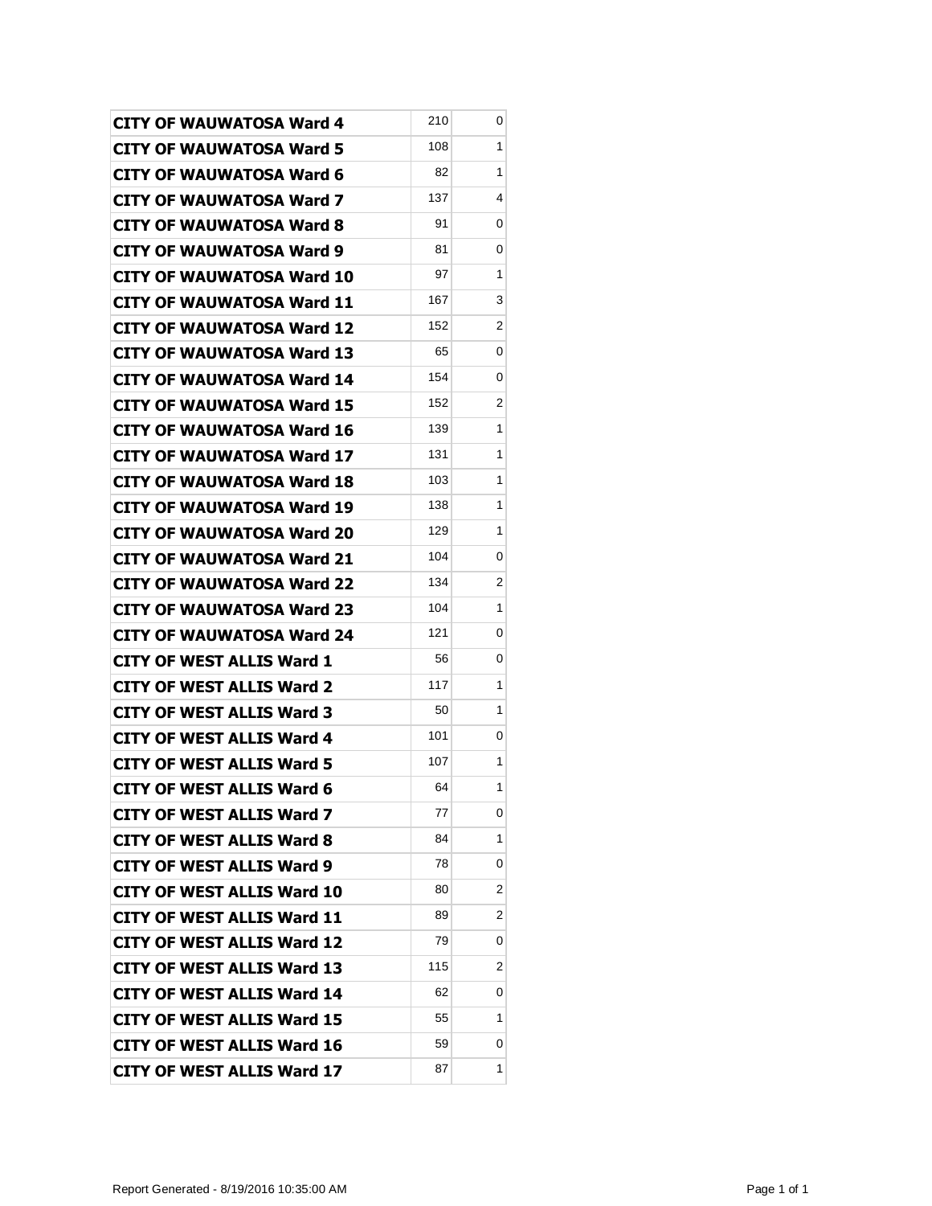| | | |
|---|---|---|
| **CITY OF WAUWATOSA Ward 4** | 210 | 0 |
| **CITY OF WAUWATOSA Ward 5** | 108 | 1 |
| **CITY OF WAUWATOSA Ward 6** | 82 | 1 |
| **CITY OF WAUWATOSA Ward 7** | 137 | 4 |
| **CITY OF WAUWATOSA Ward 8** | 91 | 0 |
| **CITY OF WAUWATOSA Ward 9** | 81 | 0 |
| **CITY OF WAUWATOSA Ward 10** | 97 | 1 |
| **CITY OF WAUWATOSA Ward 11** | 167 | 3 |
| **CITY OF WAUWATOSA Ward 12** | 152 | 2 |
| **CITY OF WAUWATOSA Ward 13** | 65 | 0 |
| **CITY OF WAUWATOSA Ward 14** | 154 | 0 |
| **CITY OF WAUWATOSA Ward 15** | 152 | 2 |
| **CITY OF WAUWATOSA Ward 16** | 139 | 1 |
| **CITY OF WAUWATOSA Ward 17** | 131 | 1 |
| **CITY OF WAUWATOSA Ward 18** | 103 | 1 |
| **CITY OF WAUWATOSA Ward 19** | 138 | 1 |
| **CITY OF WAUWATOSA Ward 20** | 129 | 1 |
| **CITY OF WAUWATOSA Ward 21** | 104 | 0 |
| **CITY OF WAUWATOSA Ward 22** | 134 | 2 |
| **CITY OF WAUWATOSA Ward 23** | 104 | 1 |
| **CITY OF WAUWATOSA Ward 24** | 121 | 0 |
| **CITY OF WEST ALLIS Ward 1** | 56 | 0 |
| **CITY OF WEST ALLIS Ward 2** | 117 | 1 |
| **CITY OF WEST ALLIS Ward 3** | 50 | 1 |
| **CITY OF WEST ALLIS Ward 4** | 101 | 0 |
| **CITY OF WEST ALLIS Ward 5** | 107 | 1 |
| **CITY OF WEST ALLIS Ward 6** | 64 | 1 |
| **CITY OF WEST ALLIS Ward 7** | 77 | 0 |
| **CITY OF WEST ALLIS Ward 8** | 84 | 1 |
| **CITY OF WEST ALLIS Ward 9** | 78 | 0 |
| **CITY OF WEST ALLIS Ward 10** | 80 | 2 |
| **CITY OF WEST ALLIS Ward 11** | 89 | 2 |
| **CITY OF WEST ALLIS Ward 12** | 79 | 0 |
| **CITY OF WEST ALLIS Ward 13** | 115 | 2 |
| **CITY OF WEST ALLIS Ward 14** | 62 | 0 |
| **CITY OF WEST ALLIS Ward 15** | 55 | 1 |
| **CITY OF WEST ALLIS Ward 16** | 59 | 0 |
| **CITY OF WEST ALLIS Ward 17** | 87 | 1 |

Report Generated - 8/19/2016 10:35:00 AM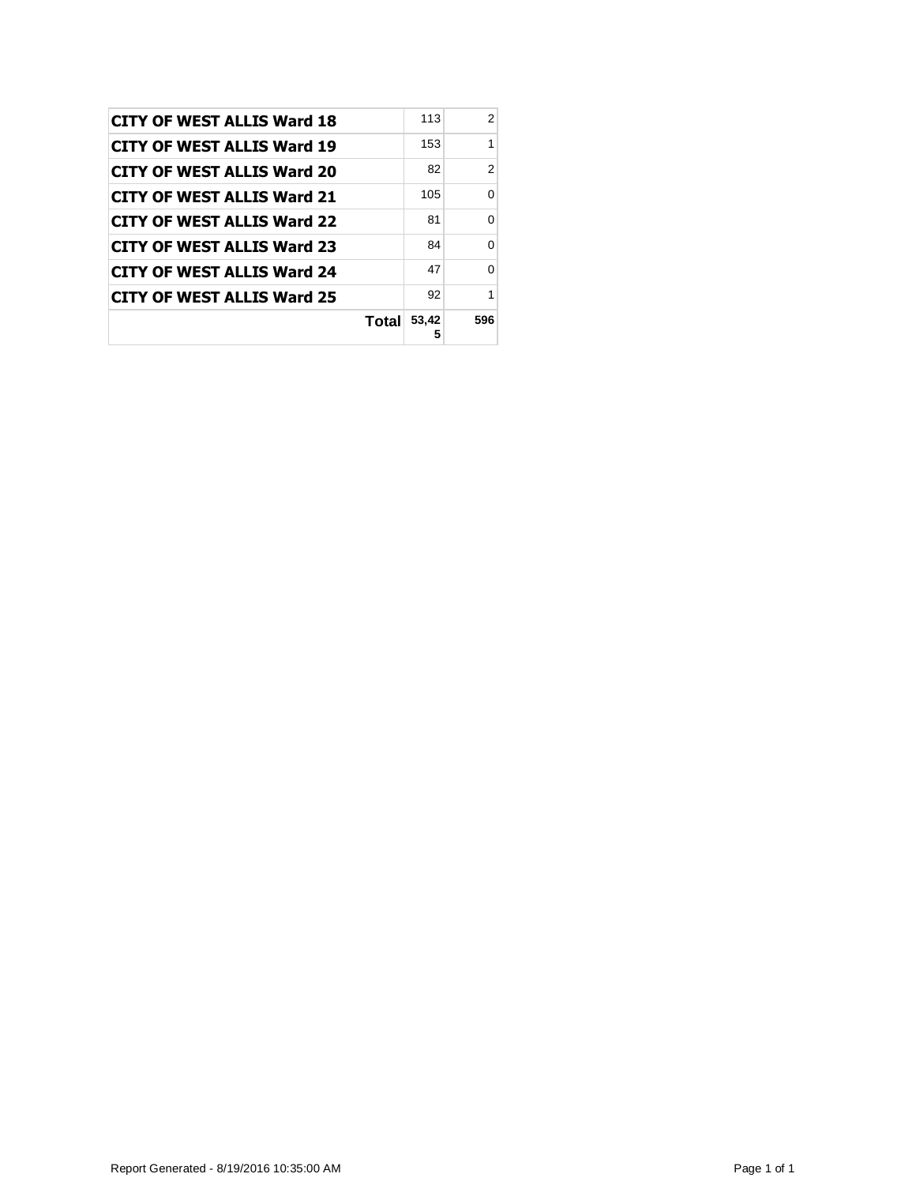| | | |
|---|---|---|
| **CITY OF WEST ALLIS Ward 18** | 113 | 2 |
| **CITY OF WEST ALLIS Ward 19** | 153 | 1 |
| **CITY OF WEST ALLIS Ward 20** | 82 | 2 |
| **CITY OF WEST ALLIS Ward 21** | 105 | 0 |
| **CITY OF WEST ALLIS Ward 22** | 81 | 0 |
| **CITY OF WEST ALLIS Ward 23** | 84 | 0 |
| **CITY OF WEST ALLIS Ward 24** | 47 | 0 |
| **CITY OF WEST ALLIS Ward 25** | 92 | 1 |
| **Total** | **53,425** | **596** |

Report Generated - 8/19/2016 10:35:00 AM